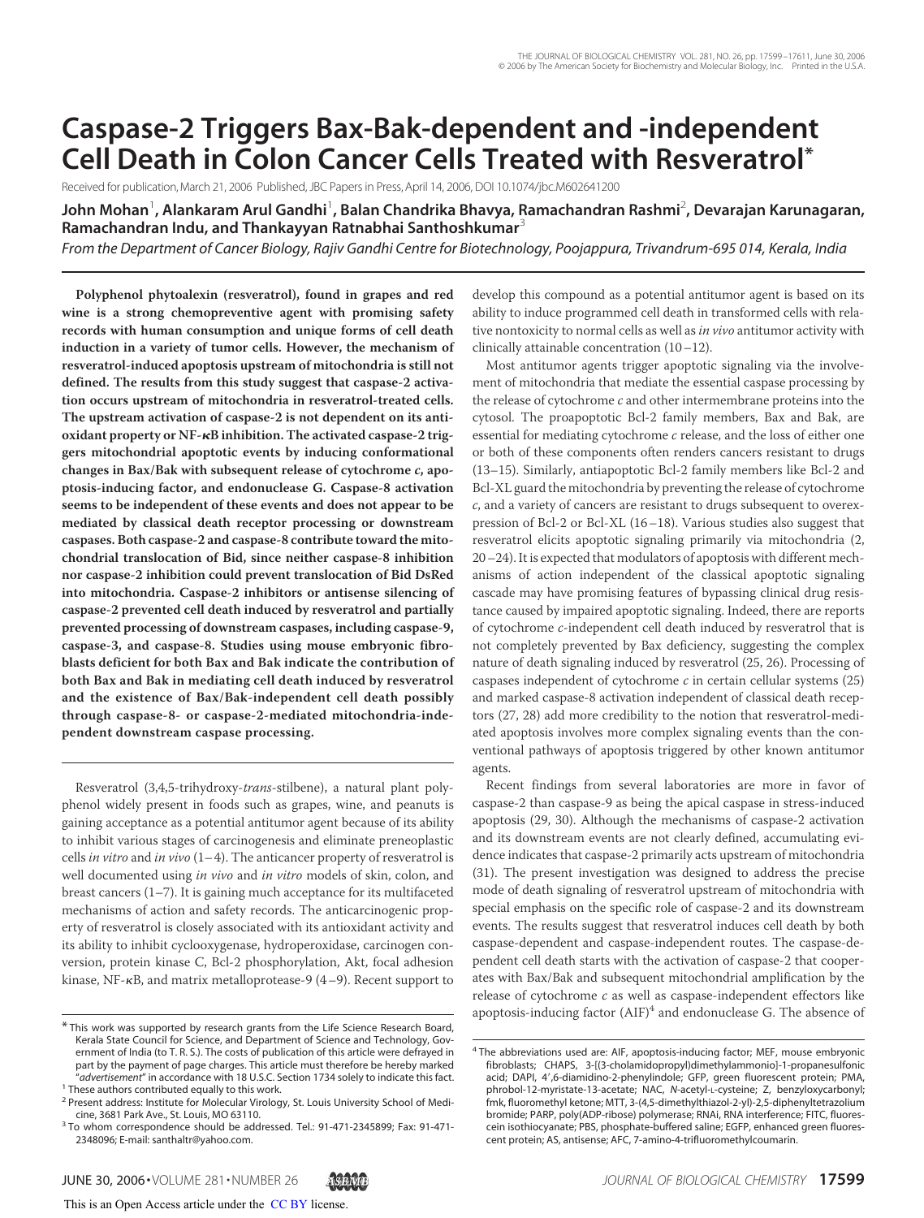# Caspase-2 Triggers Bax-Bak-dependent and -independent Cell Death in Colon Cancer Cells Treated with Resveratrol*

Received for publication, March 21, 2006 Published, JBC Papers in Press, April 14, 2006, DOI 10.1074/jbc.M602641200

**John Mohan[1], Alankaram Arul Gandhi[1], Balan Chandrika Bhavya, Ramachandran Rashmi[2], Devarajan Karunagaran, Ramachandran Indu, and Thankayyan Ratnabhai Santhoshkumar[3]**

*From the Department of Cancer Biology, Rajiv Gandhi Centre for Biotechnology, Poojappura, Trivandrum-695 014, Kerala, India*

**Polyphenol phytoalexin (resveratrol), found in grapes and red wine is a strong chemopreventive agent with promising safety records with human consumption and unique forms of cell death induction in a variety of tumor cells. However, the mechanism of resveratrol-induced apoptosis upstream of mitochondria is still not defined. The results from this study suggest that caspase-2 activation occurs upstream of mitochondria in resveratrol-treated cells. The upstream activation of caspase-2 is not dependent on its antioxidant property or NF-κB inhibition. The activated caspase-2 triggers mitochondrial apoptotic events by inducing conformational changes in Bax/Bak with subsequent release of cytochrome *c*, apoptosis-inducing factor, and endonuclease G. Caspase-8 activation seems to be independent of these events and does not appear to be mediated by classical death receptor processing or downstream caspases. Both caspase-2 and caspase-8 contribute toward the mitochondrial translocation of Bid, since neither caspase-8 inhibition nor caspase-2 inhibition could prevent translocation of Bid DsRed into mitochondria. Caspase-2 inhibitors or antisense silencing of caspase-2 prevented cell death induced by resveratrol and partially prevented processing of downstream caspases, including caspase-9, caspase-3, and caspase-8. Studies using mouse embryonic fibroblasts deficient for both Bax and Bak indicate the contribution of both Bax and Bak in mediating cell death induced by resveratrol and the existence of Bax/Bak-independent cell death possibly through caspase-8- or caspase-2-mediated mitochondria-independent downstream caspase processing.**

Resveratrol (3,4,5-trihydroxy-*trans*-stilbene), a natural plant polyphenol widely present in foods such as grapes, wine, and peanuts is gaining acceptance as a potential antitumor agent because of its ability to inhibit various stages of carcinogenesis and eliminate preneoplastic cells *in vitro* and *in vivo* (1–4). The anticancer property of resveratrol is well documented using *in vivo* and *in vitro* models of skin, colon, and breast cancers (1–7). It is gaining much acceptance for its multifaceted mechanisms of action and safety records. The anticarcinogenic property of resveratrol is closely associated with its antioxidant activity and its ability to inhibit cyclooxygenase, hydroperoxidase, carcinogen conversion, protein kinase C, Bcl-2 phosphorylation, Akt, focal adhesion kinase, NF-κB, and matrix metalloprotease-9 (4–9). Recent support to develop this compound as a potential antitumor agent is based on its ability to induce programmed cell death in transformed cells with relative nontoxicity to normal cells as well as *in vivo* antitumor activity with clinically attainable concentration (10–12).

Most antitumor agents trigger apoptotic signaling via the involvement of mitochondria that mediate the essential caspase processing by the release of cytochrome *c* and other intermembrane proteins into the cytosol. The proapoptotic Bcl-2 family members, Bax and Bak, are essential for mediating cytochrome *c* release, and the loss of either one or both of these components often renders cancers resistant to drugs (13–15). Similarly, antiapoptotic Bcl-2 family members like Bcl-2 and Bcl-XL guard the mitochondria by preventing the release of cytochrome *c*, and a variety of cancers are resistant to drugs subsequent to overexpression of Bcl-2 or Bcl-XL (16–18). Various studies also suggest that resveratrol elicits apoptotic signaling primarily via mitochondria (2, 20–24). It is expected that modulators of apoptosis with different mechanisms of action independent of the classical apoptotic signaling cascade may have promising features of bypassing clinical drug resistance caused by impaired apoptotic signaling. Indeed, there are reports of cytochrome *c*-independent cell death induced by resveratrol that is not completely prevented by Bax deficiency, suggesting the complex nature of death signaling induced by resveratrol (25, 26). Processing of caspases independent of cytochrome *c* in certain cellular systems (25) and marked caspase-8 activation independent of classical death receptors (27, 28) add more credibility to the notion that resveratrol-mediated apoptosis involves more complex signaling events than the conventional pathways of apoptosis triggered by other known antitumor agents.

Recent findings from several laboratories are more in favor of caspase-2 than caspase-9 as being the apical caspase in stress-induced apoptosis (29, 30). Although the mechanisms of caspase-2 activation and its downstream events are not clearly defined, accumulating evidence indicates that caspase-2 primarily acts upstream of mitochondria (31). The present investigation was designed to address the precise mode of death signaling of resveratrol upstream of mitochondria with special emphasis on the specific role of caspase-2 and its downstream events. The results suggest that resveratrol induces cell death by both caspase-dependent and caspase-independent routes. The caspase-dependent cell death starts with the activation of caspase-2 that cooperates with Bax/Bak and subsequent mitochondrial amplification by the release of cytochrome *c* as well as caspase-independent effectors like apoptosis-inducing factor (AIF)[4] and endonuclease G. The absence of

* This work was supported by research grants from the Life Science Research Board, Kerala State Council for Science, and Department of Science and Technology, Government of India (to T. R. S.). The costs of publication of this article were defrayed in part by the payment of page charges. This article must therefore be hereby marked "*advertisement*" in accordance with 18 U.S.C. Section 1734 solely to indicate this fact.

[1] These authors contributed equally to this work.

[2] Present address: Institute for Molecular Virology, St. Louis University School of Medicine, 3681 Park Ave., St. Louis, MO 63110.

[3] To whom correspondence should be addressed. Tel.: 91-471-2345899; Fax: 91-471-2348096; E-mail: santhaltr@yahoo.com.

[4] The abbreviations used are: AIF, apoptosis-inducing factor; MEF, mouse embryonic fibroblasts; CHAPS, 3-[(3-cholamidopropyl)dimethylammonio]-1-propanesulfonic acid; DAPI, 4′,6-diamidino-2-phenylindole; GFP, green fluorescent protein; PMA, phrobol-12-myristate-13-acetate; NAC, *N*-acetyl-L-cysteine; Z, benzyloxycarbonyl; fmk, fluoromethyl ketone; MTT, 3-(4,5-dimethylthiazol-2-yl)-2,5-diphenyltetrazolium bromide; PARP, poly(ADP-ribose) polymerase; RNAi, RNA interference; FITC, fluorescein isothiocyanate; PBS, phosphate-buffered saline; EGFP, enhanced green fluorescent protein; AS, antisense; AFC, 7-amino-4-trifluoromethylcoumarin.

This is an Open Access article under the CC BY license.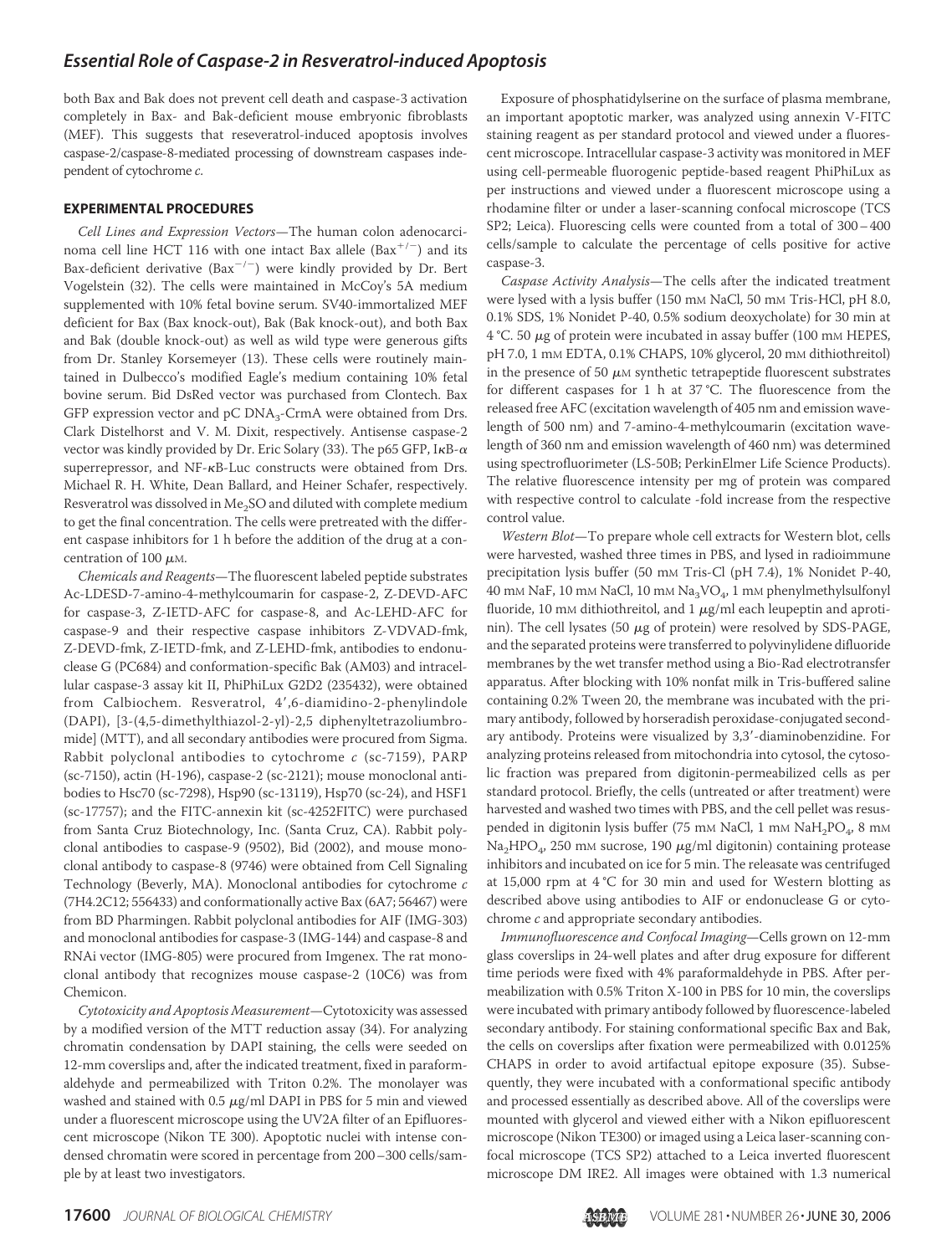both Bax and Bak does not prevent cell death and caspase-3 activation completely in Bax- and Bak-deficient mouse embryonic fibroblasts (MEF). This suggests that reseveratrol-induced apoptosis involves caspase-2/caspase-8-mediated processing of downstream caspases independent of cytochrome *c*.

## EXPERIMENTAL PROCEDURES

*Cell Lines and Expression Vectors*—The human colon adenocarcinoma cell line HCT 116 with one intact Bax allele ($Bax^{+/-}$) and its Bax-deficient derivative ($Bax^{-/-}$) were kindly provided by Dr. Bert Vogelstein (32). The cells were maintained in McCoy's 5A medium supplemented with 10% fetal bovine serum. SV40-immortalized MEF deficient for Bax (Bax knock-out), Bak (Bak knock-out), and both Bax and Bak (double knock-out) as well as wild type were generous gifts from Dr. Stanley Korsemeyer (13). These cells were routinely maintained in Dulbecco's modified Eagle's medium containing 10% fetal bovine serum. Bid DsRed vector was purchased from Clontech. Bax GFP expression vector and pC $DNA_3$-CrmA were obtained from Drs. Clark Distelhorst and V. M. Dixit, respectively. Antisense caspase-2 vector was kindly provided by Dr. Eric Solary (33). The p65 GFP, IκB-α superrepressor, and NF-κB-Luc constructs were obtained from Drs. Michael R. H. White, Dean Ballard, and Heiner Schafer, respectively. Resveratrol was dissolved in $Me_2SO$ and diluted with complete medium to get the final concentration. The cells were pretreated with the different caspase inhibitors for 1 h before the addition of the drug at a concentration of 100 μM.

*Chemicals and Reagents*—The fluorescent labeled peptide substrates Ac-LDESD-7-amino-4-methylcoumarin for caspase-2, Z-DEVD-AFC for caspase-3, Z-IETD-AFC for caspase-8, and Ac-LEHD-AFC for caspase-9 and their respective caspase inhibitors Z-VDVAD-fmk, Z-DEVD-fmk, Z-IETD-fmk, and Z-LEHD-fmk, antibodies to endonuclease G (PC684) and conformation-specific Bak (AM03) and intracellular caspase-3 assay kit II, PhiPhiLux G2D2 (235432), were obtained from Calbiochem. Resveratrol, 4′,6-diamidino-2-phenylindole (DAPI), [3-(4,5-dimethylthiazol-2-yl)-2,5 diphenyltetrazoliumbromide] (MTT), and all secondary antibodies were procured from Sigma. Rabbit polyclonal antibodies to cytochrome *c* (sc-7159), PARP (sc-7150), actin (H-196), caspase-2 (sc-2121); mouse monoclonal antibodies to Hsc70 (sc-7298), Hsp90 (sc-13119), Hsp70 (sc-24), and HSF1 (sc-17757); and the FITC-annexin kit (sc-4252FITC) were purchased from Santa Cruz Biotechnology, Inc. (Santa Cruz, CA). Rabbit polyclonal antibodies to caspase-9 (9502), Bid (2002), and mouse monoclonal antibody to caspase-8 (9746) were obtained from Cell Signaling Technology (Beverly, MA). Monoclonal antibodies for cytochrome *c* (7H4.2C12; 556433) and conformationally active Bax (6A7; 56467) were from BD Pharmingen. Rabbit polyclonal antibodies for AIF (IMG-303) and monoclonal antibodies for caspase-3 (IMG-144) and caspase-8 and RNAi vector (IMG-805) were procured from Imgenex. The rat monoclonal antibody that recognizes mouse caspase-2 (10C6) was from Chemicon.

*Cytotoxicity and Apoptosis Measurement*—Cytotoxicity was assessed by a modified version of the MTT reduction assay (34). For analyzing chromatin condensation by DAPI staining, the cells were seeded on 12-mm coverslips and, after the indicated treatment, fixed in paraformaldehyde and permeabilized with Triton 0.2%. The monolayer was washed and stained with 0.5 μg/ml DAPI in PBS for 5 min and viewed under a fluorescent microscope using the UV2A filter of an Epifluorescent microscope (Nikon TE 300). Apoptotic nuclei with intense condensed chromatin were scored in percentage from 200–300 cells/sample by at least two investigators.

Exposure of phosphatidylserine on the surface of plasma membrane, an important apoptotic marker, was analyzed using annexin V-FITC staining reagent as per standard protocol and viewed under a fluorescent microscope. Intracellular caspase-3 activity was monitored in MEF using cell-permeable fluorogenic peptide-based reagent PhiPhiLux as per instructions and viewed under a fluorescent microscope using a rhodamine filter or under a laser-scanning confocal microscope (TCS SP2; Leica). Fluorescing cells were counted from a total of 300–400 cells/sample to calculate the percentage of cells positive for active caspase-3.

*Caspase Activity Analysis*—The cells after the indicated treatment were lysed with a lysis buffer (150 mM NaCl, 50 mM Tris-HCl, pH 8.0, 0.1% SDS, 1% Nonidet P-40, 0.5% sodium deoxycholate) for 30 min at 4 °C. 50 μg of protein were incubated in assay buffer (100 mM HEPES, pH 7.0, 1 mM EDTA, 0.1% CHAPS, 10% glycerol, 20 mM dithiothreitol) in the presence of 50 μM synthetic tetrapeptide fluorescent substrates for different caspases for 1 h at 37 °C. The fluorescence from the released free AFC (excitation wavelength of 405 nm and emission wavelength of 500 nm) and 7-amino-4-methylcoumarin (excitation wavelength of 360 nm and emission wavelength of 460 nm) was determined using spectrofluorimeter (LS-50B; PerkinElmer Life Science Products). The relative fluorescence intensity per mg of protein was compared with respective control to calculate -fold increase from the respective control value.

*Western Blot*—To prepare whole cell extracts for Western blot, cells were harvested, washed three times in PBS, and lysed in radioimmune precipitation lysis buffer (50 mM Tris-Cl (pH 7.4), 1% Nonidet P-40, 40 mM NaF, 10 mM NaCl, 10 mM $Na_3VO_4$, 1 mM phenylmethylsulfonyl fluoride, 10 mM dithiothreitol, and 1 μg/ml each leupeptin and aprotinin). The cell lysates (50 μg of protein) were resolved by SDS-PAGE, and the separated proteins were transferred to polyvinylidene difluoride membranes by the wet transfer method using a Bio-Rad electrotransfer apparatus. After blocking with 10% nonfat milk in Tris-buffered saline containing 0.2% Tween 20, the membrane was incubated with the primary antibody, followed by horseradish peroxidase-conjugated secondary antibody. Proteins were visualized by 3,3′-diaminobenzidine. For analyzing proteins released from mitochondria into cytosol, the cytosolic fraction was prepared from digitonin-permeabilized cells as per standard protocol. Briefly, the cells (untreated or after treatment) were harvested and washed two times with PBS, and the cell pellet was resuspended in digitonin lysis buffer (75 mM NaCl, 1 mM $NaH_2PO_4$, 8 mM $Na_2HPO_4$, 250 mM sucrose, 190 μg/ml digitonin) containing protease inhibitors and incubated on ice for 5 min. The releasate was centrifuged at 15,000 rpm at 4 °C for 30 min and used for Western blotting as described above using antibodies to AIF or endonuclease G or cytochrome *c* and appropriate secondary antibodies.

*Immunofluorescence and Confocal Imaging*—Cells grown on 12-mm glass coverslips in 24-well plates and after drug exposure for different time periods were fixed with 4% paraformaldehyde in PBS. After permeabilization with 0.5% Triton X-100 in PBS for 10 min, the coverslips were incubated with primary antibody followed by fluorescence-labeled secondary antibody. For staining conformational specific Bax and Bak, the cells on coverslips after fixation were permeabilized with 0.0125% CHAPS in order to avoid artifactual epitope exposure (35). Subsequently, they were incubated with a conformational specific antibody and processed essentially as described above. All of the coverslips were mounted with glycerol and viewed either with a Nikon epifluorescent microscope (Nikon TE300) or imaged using a Leica laser-scanning confocal microscope (TCS SP2) attached to a Leica inverted fluorescent microscope DM IRE2. All images were obtained with 1.3 numerical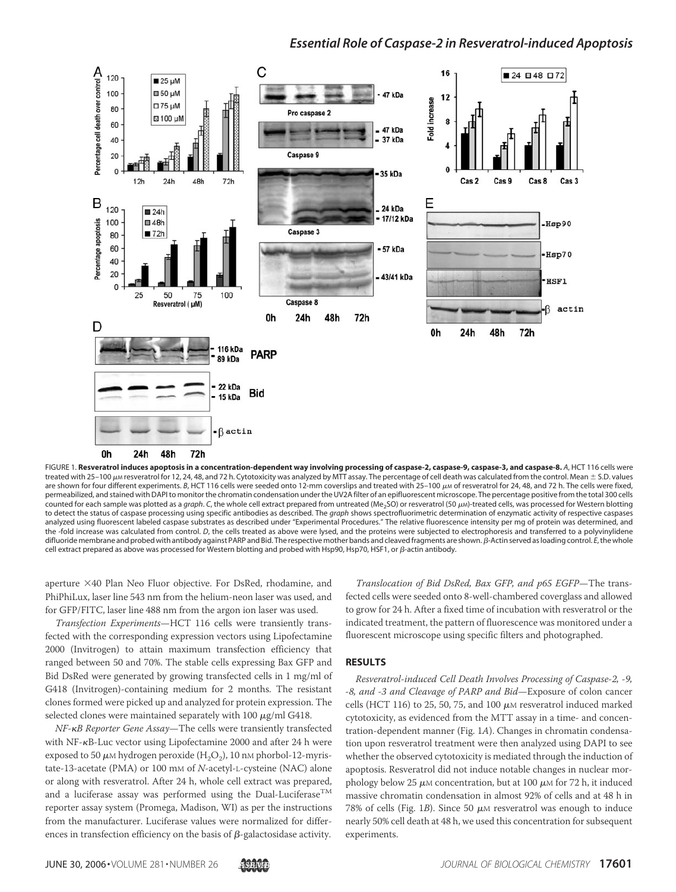FIGURE 1. **Resveratrol induces apoptosis in a concentration-dependent way involving processing of caspase-2, caspase-9, caspase-3, and caspase-8.** *A*, HCT 116 cells were treated with 25–100 μM resveratrol for 12, 24, 48, and 72 h. Cytotoxicity was analyzed by MTT assay. The percentage of cell death was calculated from the control. Mean ± S.D. values are shown for four different experiments. *B*, HCT 116 cells were seeded onto 12-mm coverslips and treated with 25–100 μM of resveratrol for 24, 48, and 72 h. The cells were fixed, permeabilized, and stained with DAPI to monitor the chromatin condensation under the UV2A filter of an epifluorescent microscope. The percentage positive from the total 300 cells counted for each sample was plotted as a *graph*. *C*, the whole cell extract prepared from untreated ($Me_2SO$) or resveratrol (50 μM)-treated cells, was processed for Western blotting to detect the status of caspase processing using specific antibodies as described. The *graph* shows spectrofluorimetric determination of enzymatic activity of respective caspases analyzed using fluorescent labeled caspase substrates as described under "Experimental Procedures." The relative fluorescence intensity per mg of protein was determined, and the -fold increase was calculated from control. *D*, the cells treated as above were lysed, and the proteins were subjected to electrophoresis and transferred to a polyvinylidene difluoride membrane and probed with antibody against PARP and Bid. The respective mother bands and cleaved fragments are shown. β-Actin served as loading control. *E*, the whole cell extract prepared as above was processed for Western blotting and probed with Hsp90, Hsp70, HSF1, or β-actin antibody.

aperture ×40 Plan Neo Fluor objective. For DsRed, rhodamine, and PhiPhiLux, laser line 543 nm from the helium-neon laser was used, and for GFP/FITC, laser line 488 nm from the argon ion laser was used.

*Transfection Experiments*—HCT 116 cells were transiently transfected with the corresponding expression vectors using Lipofectamine 2000 (Invitrogen) to attain maximum transfection efficiency that ranged between 50 and 70%. The stable cells expressing Bax GFP and Bid DsRed were generated by growing transfected cells in 1 mg/ml of G418 (Invitrogen)-containing medium for 2 months. The resistant clones formed were picked up and analyzed for protein expression. The selected clones were maintained separately with 100 μg/ml G418.

*NF-κB Reporter Gene Assay*—The cells were transiently transfected with NF-κB-Luc vector using Lipofectamine 2000 and after 24 h were exposed to 50 μM hydrogen peroxide ($H_2O_2$), 10 nM phorbol-12-myristate-13-acetate (PMA) or 100 mM of *N*-acetyl-L-cysteine (NAC) alone or along with resveratrol. After 24 h, whole cell extract was prepared, and a luciferase assay was performed using the Dual-Luciferase™ reporter assay system (Promega, Madison, WI) as per the instructions from the manufacturer. Luciferase values were normalized for differences in transfection efficiency on the basis of β-galactosidase activity.

*Translocation of Bid DsRed, Bax GFP, and p65 EGFP*—The transfected cells were seeded onto 8-well-chambered coverglass and allowed to grow for 24 h. After a fixed time of incubation with resveratrol or the indicated treatment, the pattern of fluorescence was monitored under a fluorescent microscope using specific filters and photographed.

## RESULTS

*Resveratrol-induced Cell Death Involves Processing of Caspase-2, -9, -8, and -3 and Cleavage of PARP and Bid*—Exposure of colon cancer cells (HCT 116) to 25, 50, 75, and 100 μM resveratrol induced marked cytotoxicity, as evidenced from the MTT assay in a time- and concentration-dependent manner (Fig. 1*A*). Changes in chromatin condensation upon resveratrol treatment were then analyzed using DAPI to see whether the observed cytotoxicity is mediated through the induction of apoptosis. Resveratrol did not induce notable changes in nuclear morphology below 25 μM concentration, but at 100 μM for 72 h, it induced massive chromatin condensation in almost 92% of cells and at 48 h in 78% of cells (Fig. 1*B*). Since 50 μM resveratrol was enough to induce nearly 50% cell death at 48 h, we used this concentration for subsequent experiments.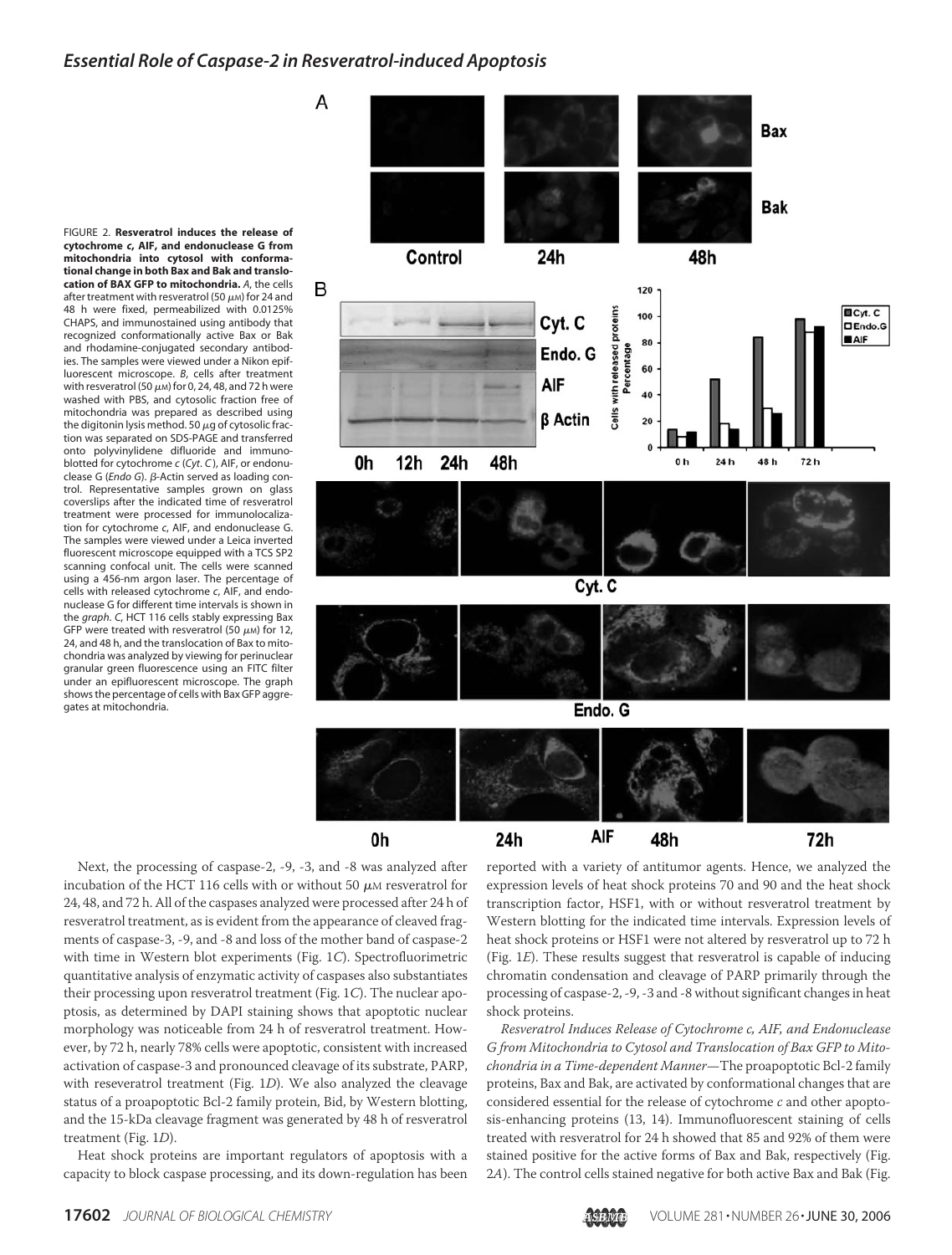FIGURE 2. **Resveratrol induces the release of cytochrome *c*, AIF, and endonuclease G from mitochondria into cytosol with conformational change in both Bax and Bak and translocation of BAX GFP to mitochondria.** *A*, the cells after treatment with resveratrol (50 μM) for 24 and 48 h were fixed, permeabilized with 0.0125% CHAPS, and immunostained using antibody that recognized conformationally active Bax or Bak and rhodamine-conjugated secondary antibodies. The samples were viewed under a Nikon epifluorescent microscope. *B*, cells after treatment with resveratrol (50 μM) for 0, 24, 48, and 72 h were washed with PBS, and cytosolic fraction free of mitochondria was prepared as described using the digitonin lysis method. 50 μg of cytosolic fraction was separated on SDS-PAGE and transferred onto polyvinylidene difluoride and immunoblotted for cytochrome *c* (*Cyt. C*), AIF, or endonuclease G (*Endo G*). β-Actin served as loading control. Representative samples grown on glass coverslips after the indicated time of resveratrol treatment were processed for immunolocalization for cytochrome *c*, AIF, and endonuclease G. The samples were viewed under a Leica inverted fluorescent microscope equipped with a TCS SP2 scanning confocal unit. The cells were scanned using a 456-nm argon laser. The percentage of cells with released cytochrome *c*, AIF, and endonuclease G for different time intervals is shown in the *graph*. *C*, HCT 116 cells stably expressing Bax GFP were treated with resveratrol (50 μM) for 12, 24, and 48 h, and the translocation of Bax to mitochondria was analyzed by viewing for perinuclear granular green fluorescence using an FITC filter under an epifluorescent microscope. The graph shows the percentage of cells with Bax GFP aggregates at mitochondria.

Next, the processing of caspase-2, -9, -3, and -8 was analyzed after incubation of the HCT 116 cells with or without 50 μM resveratrol for 24, 48, and 72 h. All of the caspases analyzed were processed after 24 h of resveratrol treatment, as is evident from the appearance of cleaved fragments of caspase-3, -9, and -8 and loss of the mother band of caspase-2 with time in Western blot experiments (Fig. 1*C*). Spectrofluorimetric quantitative analysis of enzymatic activity of caspases also substantiates their processing upon resveratrol treatment (Fig. 1*C*). The nuclear apoptosis, as determined by DAPI staining shows that apoptotic nuclear morphology was noticeable from 24 h of resveratrol treatment. However, by 72 h, nearly 78% cells were apoptotic, consistent with increased activation of caspase-3 and pronounced cleavage of its substrate, PARP, with reseveratrol treatment (Fig. 1*D*). We also analyzed the cleavage status of a proapoptotic Bcl-2 family protein, Bid, by Western blotting, and the 15-kDa cleavage fragment was generated by 48 h of resveratrol treatment (Fig. 1*D*).

Heat shock proteins are important regulators of apoptosis with a capacity to block caspase processing, and its down-regulation has been reported with a variety of antitumor agents. Hence, we analyzed the expression levels of heat shock proteins 70 and 90 and the heat shock transcription factor, HSF1, with or without resveratrol treatment by Western blotting for the indicated time intervals. Expression levels of heat shock proteins or HSF1 were not altered by resveratrol up to 72 h (Fig. 1*E*). These results suggest that resveratrol is capable of inducing chromatin condensation and cleavage of PARP primarily through the processing of caspase-2, -9, -3 and -8 without significant changes in heat shock proteins.

*Resveratrol Induces Release of Cytochrome c, AIF, and Endonuclease G from Mitochondria to Cytosol and Translocation of Bax GFP to Mitochondria in a Time-dependent Manner*—The proapoptotic Bcl-2 family proteins, Bax and Bak, are activated by conformational changes that are considered essential for the release of cytochrome *c* and other apoptosis-enhancing proteins (13, 14). Immunofluorescent staining of cells treated with resveratrol for 24 h showed that 85 and 92% of them were stained positive for the active forms of Bax and Bak, respectively (Fig. 2*A*). The control cells stained negative for both active Bax and Bak (Fig.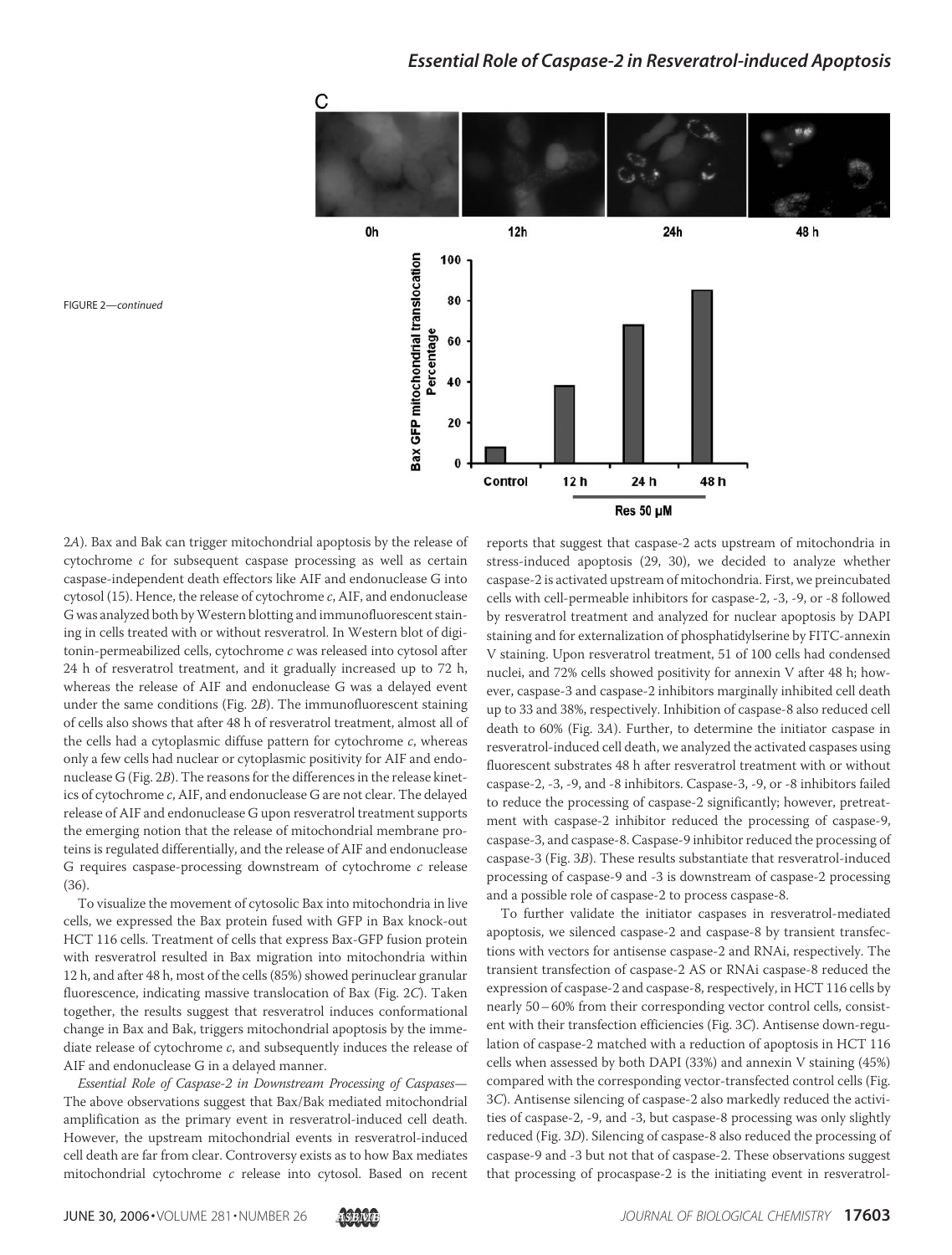FIGURE 2—*continued*

2*A*). Bax and Bak can trigger mitochondrial apoptosis by the release of cytochrome *c* for subsequent caspase processing as well as certain caspase-independent death effectors like AIF and endonuclease G into cytosol (15). Hence, the release of cytochrome *c*, AIF, and endonuclease G was analyzed both by Western blotting and immunofluorescent staining in cells treated with or without resveratrol. In Western blot of digitonin-permeabilized cells, cytochrome *c* was released into cytosol after 24 h of resveratrol treatment, and it gradually increased up to 72 h, whereas the release of AIF and endonuclease G was a delayed event under the same conditions (Fig. 2*B*). The immunofluorescent staining of cells also shows that after 48 h of resveratrol treatment, almost all of the cells had a cytoplasmic diffuse pattern for cytochrome *c*, whereas only a few cells had nuclear or cytoplasmic positivity for AIF and endonuclease G (Fig. 2*B*). The reasons for the differences in the release kinetics of cytochrome *c*, AIF, and endonuclease G are not clear. The delayed release of AIF and endonuclease G upon resveratrol treatment supports the emerging notion that the release of mitochondrial membrane proteins is regulated differentially, and the release of AIF and endonuclease G requires caspase-processing downstream of cytochrome *c* release (36).

To visualize the movement of cytosolic Bax into mitochondria in live cells, we expressed the Bax protein fused with GFP in Bax knock-out HCT 116 cells. Treatment of cells that express Bax-GFP fusion protein with resveratrol resulted in Bax migration into mitochondria within 12 h, and after 48 h, most of the cells (85%) showed perinuclear granular fluorescence, indicating massive translocation of Bax (Fig. 2*C*). Taken together, the results suggest that resveratrol induces conformational change in Bax and Bak, triggers mitochondrial apoptosis by the immediate release of cytochrome *c*, and subsequently induces the release of AIF and endonuclease G in a delayed manner.

*Essential Role of Caspase-2 in Downstream Processing of Caspases*—The above observations suggest that Bax/Bak mediated mitochondrial amplification as the primary event in resveratrol-induced cell death. However, the upstream mitochondrial events in resveratrol-induced cell death are far from clear. Controversy exists as to how Bax mediates mitochondrial cytochrome *c* release into cytosol. Based on recent reports that suggest that caspase-2 acts upstream of mitochondria in stress-induced apoptosis (29, 30), we decided to analyze whether caspase-2 is activated upstream of mitochondria. First, we preincubated cells with cell-permeable inhibitors for caspase-2, -3, -9, or -8 followed by resveratrol treatment and analyzed for nuclear apoptosis by DAPI staining and for externalization of phosphatidylserine by FITC-annexin V staining. Upon resveratrol treatment, 51 of 100 cells had condensed nuclei, and 72% cells showed positivity for annexin V after 48 h; however, caspase-3 and caspase-2 inhibitors marginally inhibited cell death up to 33 and 38%, respectively. Inhibition of caspase-8 also reduced cell death to 60% (Fig. 3*A*). Further, to determine the initiator caspase in resveratrol-induced cell death, we analyzed the activated caspases using fluorescent substrates 48 h after resveratrol treatment with or without caspase-2, -3, -9, and -8 inhibitors. Caspase-3, -9, or -8 inhibitors failed to reduce the processing of caspase-2 significantly; however, pretreatment with caspase-2 inhibitor reduced the processing of caspase-9, caspase-3, and caspase-8. Caspase-9 inhibitor reduced the processing of caspase-3 (Fig. 3*B*). These results substantiate that resveratrol-induced processing of caspase-9 and -3 is downstream of caspase-2 processing and a possible role of caspase-2 to process caspase-8.

To further validate the initiator caspases in resveratrol-mediated apoptosis, we silenced caspase-2 and caspase-8 by transient transfections with vectors for antisense caspase-2 and RNAi, respectively. The transient transfection of caspase-2 AS or RNAi caspase-8 reduced the expression of caspase-2 and caspase-8, respectively, in HCT 116 cells by nearly 50–60% from their corresponding vector control cells, consistent with their transfection efficiencies (Fig. 3*C*). Antisense down-regulation of caspase-2 matched with a reduction of apoptosis in HCT 116 cells when assessed by both DAPI (33%) and annexin V staining (45%) compared with the corresponding vector-transfected control cells (Fig. 3*C*). Antisense silencing of caspase-2 also markedly reduced the activities of caspase-2, -9, and -3, but caspase-8 processing was only slightly reduced (Fig. 3*D*). Silencing of caspase-8 also reduced the processing of caspase-9 and -3 but not that of caspase-2. These observations suggest that processing of procaspase-2 is the initiating event in resveratrol-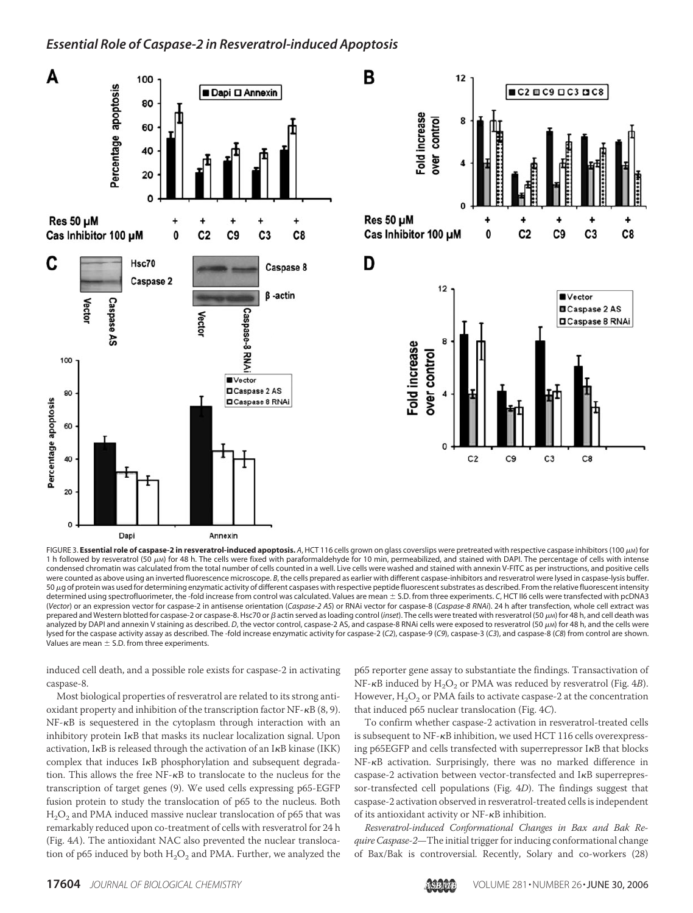FIGURE 3. **Essential role of caspase-2 in resveratrol-induced apoptosis.** *A*, HCT 116 cells grown on glass coverslips were pretreated with respective caspase inhibitors (100 $\mu$M) for 1 h followed by resveratrol (50 $\mu$M) for 48 h. The cells were fixed with paraformaldehyde for 10 min, permeabilized, and stained with DAPI. The percentage of cells with intense condensed chromatin was calculated from the total number of cells counted in a well. Live cells were washed and stained with annexin V-FITC as per instructions, and positive cells were counted as above using an inverted fluorescence microscope. *B*, the cells prepared as earlier with different caspase-inhibitors and resveratrol were lysed in caspase-lysis buffer. 50 $\mu$g of protein was used for determining enzymatic activity of different caspases with respective peptide fluorescent substrates as described. From the relative fluorescent intensity determined using spectrofluorimeter, the -fold increase from control was calculated. Values are mean ± S.D. from three experiments. *C*, HCT II6 cells were transfected with pcDNA3 (*Vector*) or an expression vector for caspase-2 in antisense orientation (*Caspase-2 AS*) or RNAi vector for caspase-8 (*Caspase-8 RNAi*). 24 h after transfection, whole cell extract was prepared and Western blotted for caspase-2 or caspase-8. Hsc70 or $\beta$ actin served as loading control (*inset*). The cells were treated with resveratrol (50 $\mu$M) for 48 h, and cell death was analyzed by DAPI and annexin V staining as described. *D*, the vector control, caspase-2 AS, and caspase-8 RNAi cells were exposed to resveratrol (50 $\mu$M) for 48 h, and the cells were lysed for the caspase activity assay as described. The -fold increase enzymatic activity for caspase-2 (*C2*), caspase-9 (*C9*), caspase-3 (*C3*), and caspase-8 (*C8*) from control are shown. Values are mean ± S.D. from three experiments.

induced cell death, and a possible role exists for caspase-2 in activating caspase-8.

Most biological properties of resveratrol are related to its strong antioxidant property and inhibition of the transcription factor NF-κB (8, 9). NF-κB is sequestered in the cytoplasm through interaction with an inhibitory protein IκB that masks its nuclear localization signal. Upon activation, IκB is released through the activation of an IκB kinase (IKK) complex that induces IκB phosphorylation and subsequent degradation. This allows the free NF-κB to translocate to the nucleus for the transcription of target genes (9). We used cells expressing p65-EGFP fusion protein to study the translocation of p65 to the nucleus. Both $H_2O_2$ and PMA induced massive nuclear translocation of p65 that was remarkably reduced upon co-treatment of cells with resveratrol for 24 h (Fig. 4*A*). The antioxidant NAC also prevented the nuclear translocation of p65 induced by both $H_2O_2$ and PMA. Further, we analyzed the p65 reporter gene assay to substantiate the findings. Transactivation of NF-κB induced by $H_2O_2$ or PMA was reduced by resveratrol (Fig. 4*B*). However, $H_2O_2$ or PMA fails to activate caspase-2 at the concentration that induced p65 nuclear translocation (Fig. 4*C*).

To confirm whether caspase-2 activation in resveratrol-treated cells is subsequent to NF-κB inhibition, we used HCT 116 cells overexpressing p65EGFP and cells transfected with superrepressor IκB that blocks NF-κB activation. Surprisingly, there was no marked difference in caspase-2 activation between vector-transfected and IκB superrepressor-transfected cell populations (Fig. 4*D*). The findings suggest that caspase-2 activation observed in resveratrol-treated cells is independent of its antioxidant activity or NF-κB inhibition.

*Resveratrol-induced Conformational Changes in Bax and Bak Require Caspase-2*—The initial trigger for inducing conformational change of Bax/Bak is controversial. Recently, Solary and co-workers (28)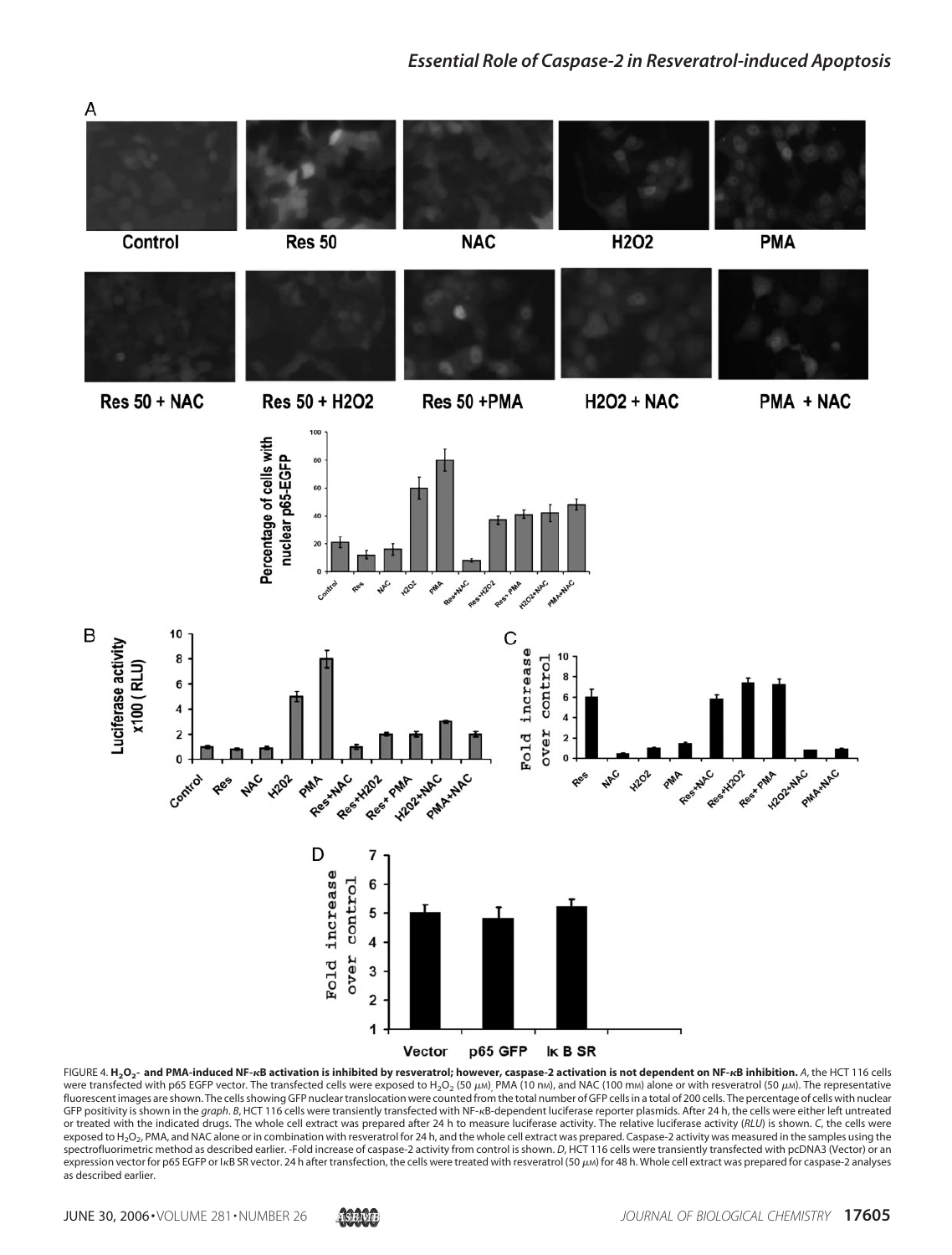FIGURE 4. **$H_2O_2$- and PMA-induced NF-κB activation is inhibited by resveratrol; however, caspase-2 activation is not dependent on NF-κB inhibition.** *A*, the HCT 116 cells were transfected with p65 EGFP vector. The transfected cells were exposed to $H_2O_2$ (50 μM), PMA (10 nM), and NAC (100 mM) alone or with resveratrol (50 μM). The representative fluorescent images are shown. The cells showing GFP nuclear translocation were counted from the total number of GFP cells in a total of 200 cells. The percentage of cells with nuclear GFP positivity is shown in the *graph*. *B*, HCT 116 cells were transiently transfected with NF-κB-dependent luciferase reporter plasmids. After 24 h, the cells were either left untreated or treated with the indicated drugs. The whole cell extract was prepared after 24 h to measure luciferase activity. The relative luciferase activity (*RLU*) is shown. *C*, the cells were exposed to $H_2O_2$, PMA, and NAC alone or in combination with resveratrol for 24 h, and the whole cell extract was prepared. Caspase-2 activity was measured in the samples using the spectrofluorimetric method as described earlier. -Fold increase of caspase-2 activity from control is shown. *D*, HCT 116 cells were transiently transfected with pcDNA3 (Vector) or an expression vector for p65 EGFP or IκB SR vector. 24 h after transfection, the cells were treated with resveratrol (50 μM) for 48 h. Whole cell extract was prepared for caspase-2 analyses as described earlier.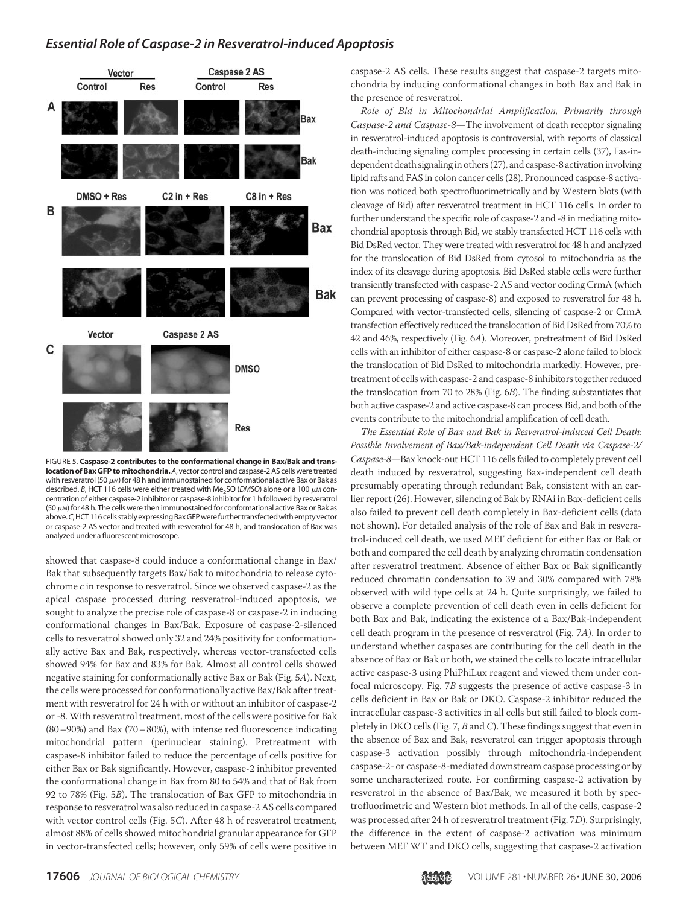FIGURE 5. **Caspase-2 contributes to the conformational change in Bax/Bak and translocation of Bax GFP to mitochondria.** *A*, vector control and caspase-2 AS cells were treated with resveratrol (50 μM) for 48 h and immunostained for conformational active Bax or Bak as described. *B*, HCT 116 cells were either treated with $Me_2SO$ (*DMSO*) alone or a 100 μM concentration of either caspase-2 inhibitor or caspase-8 inhibitor for 1 h followed by resveratrol (50 μM) for 48 h. The cells were then immunostained for conformational active Bax or Bak as above. *C*, HCT 116 cells stably expressing Bax GFP were further transfected with empty vector or caspase-2 AS vector and treated with resveratrol for 48 h, and translocation of Bax was analyzed under a fluorescent microscope.

showed that caspase-8 could induce a conformational change in Bax/Bak that subsequently targets Bax/Bak to mitochondria to release cytochrome *c* in response to resveratrol. Since we observed caspase-2 as the apical caspase processed during resveratrol-induced apoptosis, we sought to analyze the precise role of caspase-8 or caspase-2 in inducing conformational changes in Bax/Bak. Exposure of caspase-2-silenced cells to resveratrol showed only 32 and 24% positivity for conformationally active Bax and Bak, respectively, whereas vector-transfected cells showed 94% for Bax and 83% for Bak. Almost all control cells showed negative staining for conformationally active Bax or Bak (Fig. 5*A*). Next, the cells were processed for conformationally active Bax/Bak after treatment with resveratrol for 24 h with or without an inhibitor of caspase-2 or -8. With resveratrol treatment, most of the cells were positive for Bak (80–90%) and Bax (70–80%), with intense red fluorescence indicating mitochondrial pattern (perinuclear staining). Pretreatment with caspase-8 inhibitor failed to reduce the percentage of cells positive for either Bax or Bak significantly. However, caspase-2 inhibitor prevented the conformational change in Bax from 80 to 54% and that of Bak from 92 to 78% (Fig. 5*B*). The translocation of Bax GFP to mitochondria in response to resveratrol was also reduced in caspase-2 AS cells compared with vector control cells (Fig. 5*C*). After 48 h of resveratrol treatment, almost 88% of cells showed mitochondrial granular appearance for GFP in vector-transfected cells; however, only 59% of cells were positive in caspase-2 AS cells. These results suggest that caspase-2 targets mitochondria by inducing conformational changes in both Bax and Bak in the presence of resveratrol.

*Role of Bid in Mitochondrial Amplification, Primarily through Caspase-2 and Caspase-8*—The involvement of death receptor signaling in resveratrol-induced apoptosis is controversial, with reports of classical death-inducing signaling complex processing in certain cells (37), Fas-independent death signaling in others (27), and caspase-8 activation involving lipid rafts and FAS in colon cancer cells (28). Pronounced caspase-8 activation was noticed both spectrofluorimetrically and by Western blots (with cleavage of Bid) after resveratrol treatment in HCT 116 cells. In order to further understand the specific role of caspase-2 and -8 in mediating mitochondrial apoptosis through Bid, we stably transfected HCT 116 cells with Bid DsRed vector. They were treated with resveratrol for 48 h and analyzed for the translocation of Bid DsRed from cytosol to mitochondria as the index of its cleavage during apoptosis. Bid DsRed stable cells were further transiently transfected with caspase-2 AS and vector coding CrmA (which can prevent processing of caspase-8) and exposed to resveratrol for 48 h. Compared with vector-transfected cells, silencing of caspase-2 or CrmA transfection effectively reduced the translocation of Bid DsRed from 70% to 42 and 46%, respectively (Fig. 6*A*). Moreover, pretreatment of Bid DsRed cells with an inhibitor of either caspase-8 or caspase-2 alone failed to block the translocation of Bid DsRed to mitochondria markedly. However, pretreatment of cells with caspase-2 and caspase-8 inhibitors together reduced the translocation from 70 to 28% (Fig. 6*B*). The finding substantiates that both active caspase-2 and active caspase-8 can process Bid, and both of the events contribute to the mitochondrial amplification of cell death.

*The Essential Role of Bax and Bak in Resveratrol-induced Cell Death: Possible Involvement of Bax/Bak-independent Cell Death via Caspase-2/Caspase-8*—Bax knock-out HCT 116 cells failed to completely prevent cell death induced by resveratrol, suggesting Bax-independent cell death presumably operating through redundant Bak, consistent with an earlier report (26). However, silencing of Bak by RNAi in Bax-deficient cells also failed to prevent cell death completely in Bax-deficient cells (data not shown). For detailed analysis of the role of Bax and Bak in resveratrol-induced cell death, we used MEF deficient for either Bax or Bak or both and compared the cell death by analyzing chromatin condensation after resveratrol treatment. Absence of either Bax or Bak significantly reduced chromatin condensation to 39 and 30% compared with 78% observed with wild type cells at 24 h. Quite surprisingly, we failed to observe a complete prevention of cell death even in cells deficient for both Bax and Bak, indicating the existence of a Bax/Bak-independent cell death program in the presence of resveratrol (Fig. 7*A*). In order to understand whether caspases are contributing for the cell death in the absence of Bax or Bak or both, we stained the cells to locate intracellular active caspase-3 using PhiPhiLux reagent and viewed them under confocal microscopy. Fig. 7*B* suggests the presence of active caspase-3 in cells deficient in Bax or Bak or DKO. Caspase-2 inhibitor reduced the intracellular caspase-3 activities in all cells but still failed to block completely in DKO cells (Fig. 7, *B* and *C*). These findings suggest that even in the absence of Bax and Bak, resveratrol can trigger apoptosis through caspase-3 activation possibly through mitochondria-independent caspase-2- or caspase-8-mediated downstream caspase processing or by some uncharacterized route. For confirming caspase-2 activation by resveratrol in the absence of Bax/Bak, we measured it both by spectrofluorimetric and Western blot methods. In all of the cells, caspase-2 was processed after 24 h of resveratrol treatment (Fig. 7*D*). Surprisingly, the difference in the extent of caspase-2 activation was minimum between MEF WT and DKO cells, suggesting that caspase-2 activation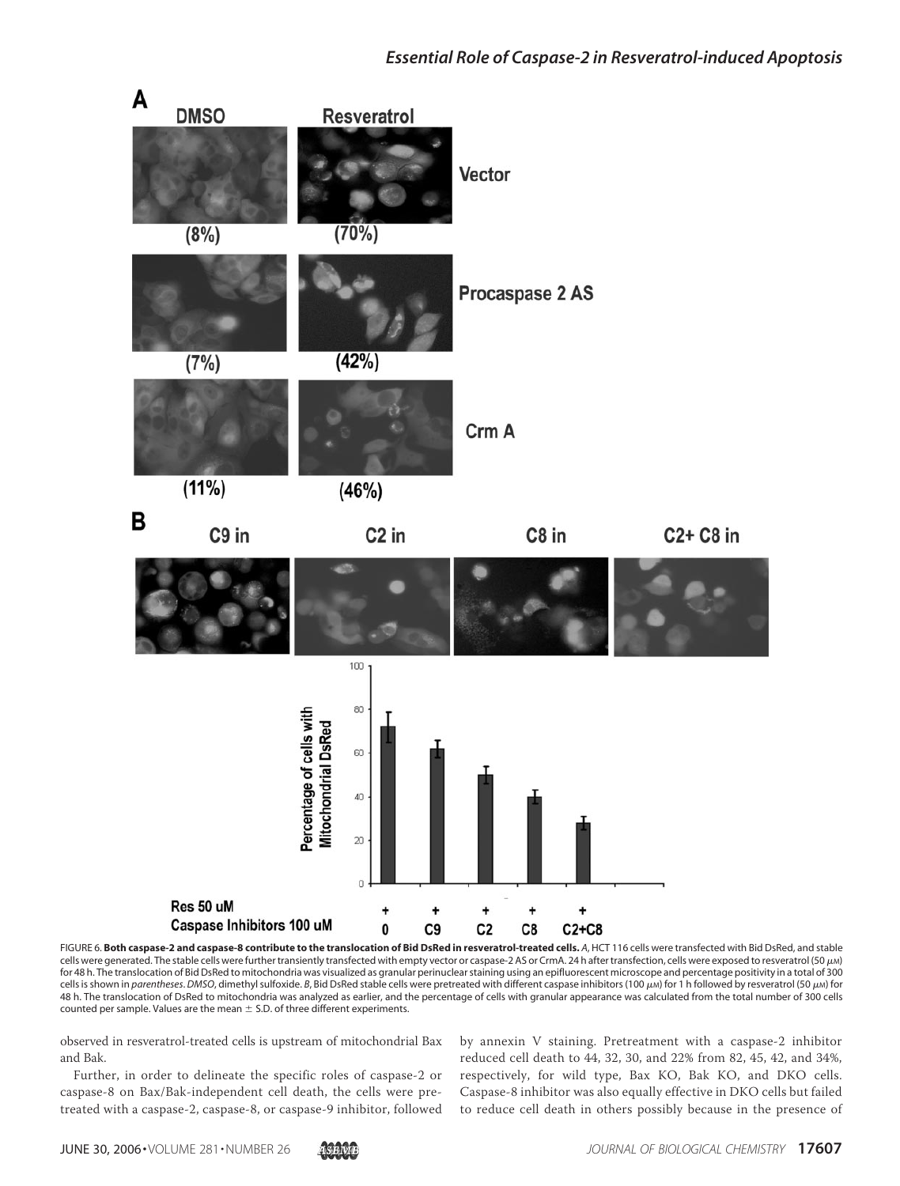FIGURE 6. **Both caspase-2 and caspase-8 contribute to the translocation of Bid DsRed in resveratrol-treated cells.** *A*, HCT 116 cells were transfected with Bid DsRed, and stable cells were generated. The stable cells were further transiently transfected with empty vector or caspase-2 AS or CrmA. 24 h after transfection, cells were exposed to resveratrol (50 μM) for 48 h. The translocation of Bid DsRed to mitochondria was visualized as granular perinuclear staining using an epifluorescent microscope and percentage positivity in a total of 300 cells is shown in *parentheses*. *DMSO*, dimethyl sulfoxide. *B*, Bid DsRed stable cells were pretreated with different caspase inhibitors (100 μM) for 1 h followed by resveratrol (50 μM) for 48 h. The translocation of DsRed to mitochondria was analyzed as earlier, and the percentage of cells with granular appearance was calculated from the total number of 300 cells counted per sample. Values are the mean ± S.D. of three different experiments.

observed in resveratrol-treated cells is upstream of mitochondrial Bax and Bak.

Further, in order to delineate the specific roles of caspase-2 or caspase-8 on Bax/Bak-independent cell death, the cells were pretreated with a caspase-2, caspase-8, or caspase-9 inhibitor, followed by annexin V staining. Pretreatment with a caspase-2 inhibitor reduced cell death to 44, 32, 30, and 22% from 82, 45, 42, and 34%, respectively, for wild type, Bax KO, Bak KO, and DKO cells. Caspase-8 inhibitor was also equally effective in DKO cells but failed to reduce cell death in others possibly because in the presence of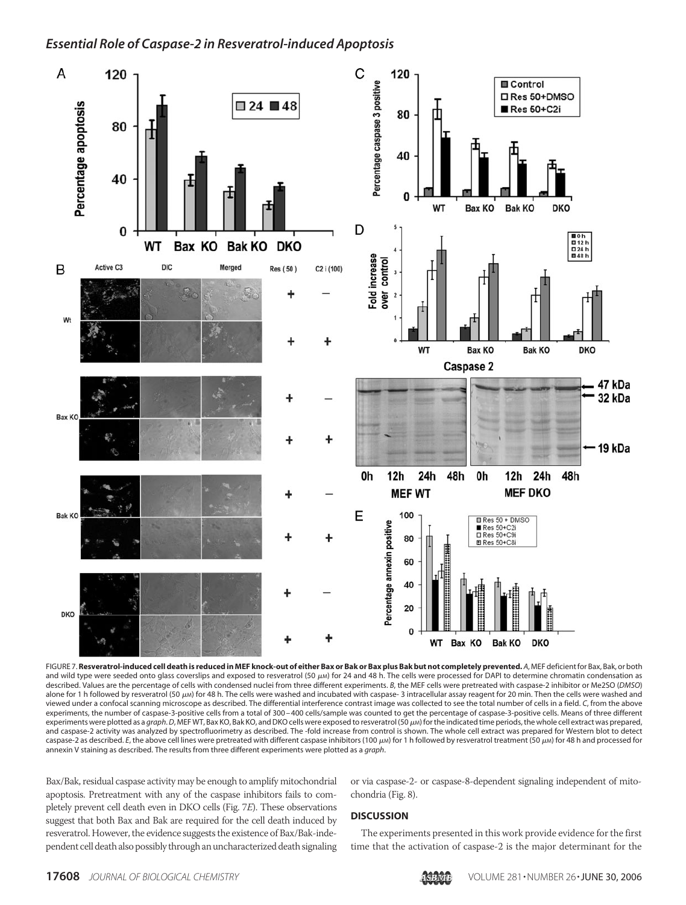FIGURE 7. **Resveratrol-induced cell death is reduced in MEF knock-out of either Bax or Bak or Bax plus Bak but not completely prevented.** *A*, MEF deficient for Bax, Bak, or both and wild type were seeded onto glass coverslips and exposed to resveratrol (50 $\mu$M) for 24 and 48 h. The cells were processed for DAPI to determine chromatin condensation as described. Values are the percentage of cells with condensed nuclei from three different experiments. *B*, the MEF cells were pretreated with caspase-2 inhibitor or Me2SO (*DMSO*) alone for 1 h followed by resveratrol (50 $\mu$M) for 48 h. The cells were washed and incubated with caspase- 3 intracellular assay reagent for 20 min. Then the cells were washed and viewed under a confocal scanning microscope as described. The differential interference contrast image was collected to see the total number of cells in a field. *C*, from the above experiments, the number of caspase-3-positive cells from a total of 300–400 cells/sample was counted to get the percentage of caspase-3-positive cells. Means of three different experiments were plotted as a *graph*. *D*, MEF WT, Bax KO, Bak KO, and DKO cells were exposed to resveratrol (50 $\mu$M) for the indicated time periods, the whole cell extract was prepared, and caspase-2 activity was analyzed by spectrofluorimetry as described. The -fold increase from control is shown. The whole cell extract was prepared for Western blot to detect caspase-2 as described. *E*, the above cell lines were pretreated with different caspase inhibitors (100 $\mu$M) for 1 h followed by resveratrol treatment (50 $\mu$M) for 48 h and processed for annexin V staining as described. The results from three different experiments were plotted as a *graph*.

Bax/Bak, residual caspase activity may be enough to amplify mitochondrial apoptosis. Pretreatment with any of the caspase inhibitors fails to completely prevent cell death even in DKO cells (Fig. 7*E*). These observations suggest that both Bax and Bak are required for the cell death induced by resveratrol. However, the evidence suggests the existence of Bax/Bak-independent cell death also possibly through an uncharacterized death signaling or via caspase-2- or caspase-8-dependent signaling independent of mitochondria (Fig. 8).

## DISCUSSION

The experiments presented in this work provide evidence for the first time that the activation of caspase-2 is the major determinant for the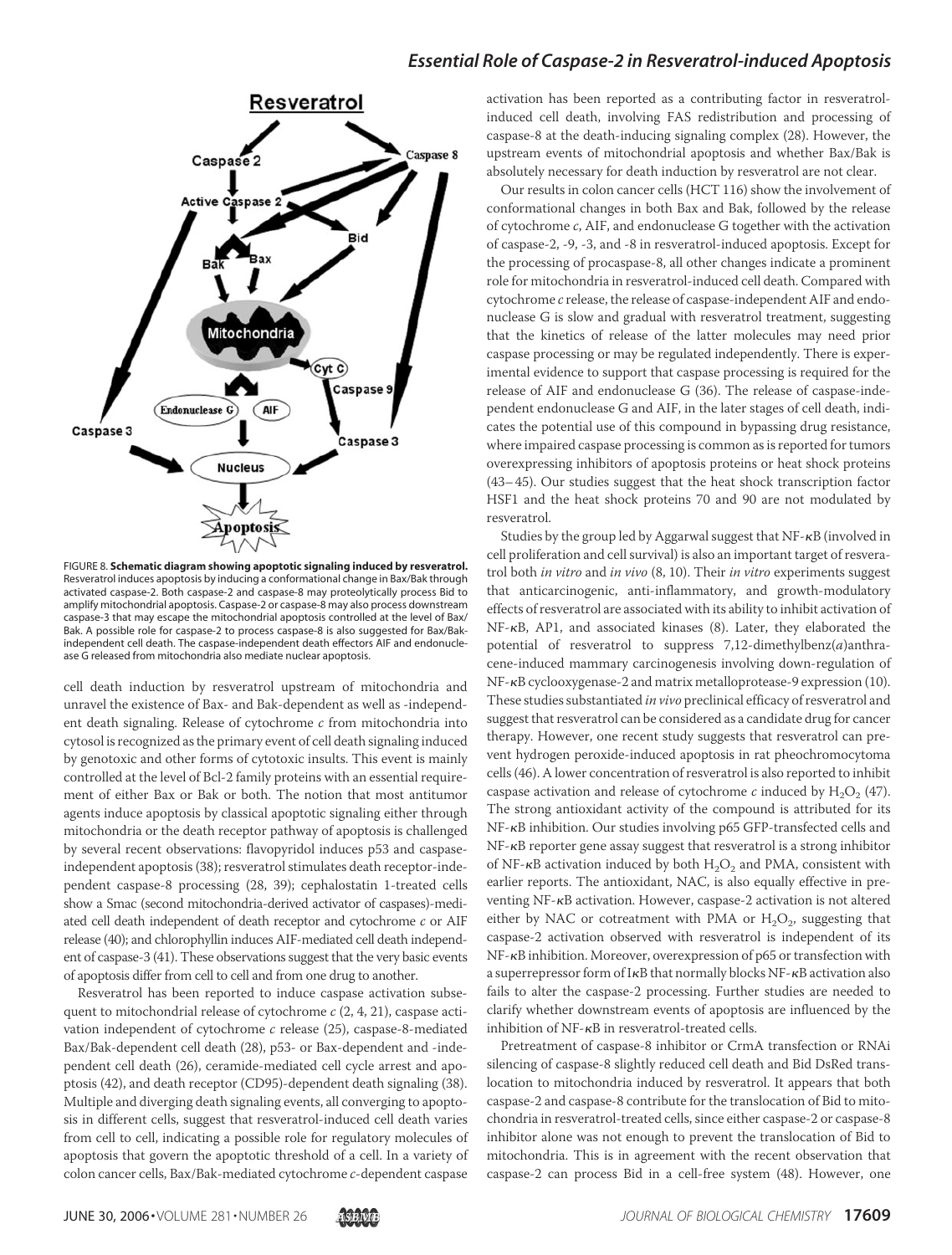FIGURE 8. **Schematic diagram showing apoptotic signaling induced by resveratrol.** Resveratrol induces apoptosis by inducing a conformational change in Bax/Bak through activated caspase-2. Both caspase-2 and caspase-8 may proteolytically process Bid to amplify mitochondrial apoptosis. Caspase-2 or caspase-8 may also process downstream caspase-3 that may escape the mitochondrial apoptosis controlled at the level of Bax/Bak. A possible role for caspase-2 to process caspase-8 is also suggested for Bax/Bak-independent cell death. The caspase-independent death effectors AIF and endonuclease G released from mitochondria also mediate nuclear apoptosis.

cell death induction by resveratrol upstream of mitochondria and unravel the existence of Bax- and Bak-dependent as well as -independent death signaling. Release of cytochrome *c* from mitochondria into cytosol is recognized as the primary event of cell death signaling induced by genotoxic and other forms of cytotoxic insults. This event is mainly controlled at the level of Bcl-2 family proteins with an essential requirement of either Bax or Bak or both. The notion that most antitumor agents induce apoptosis by classical apoptotic signaling either through mitochondria or the death receptor pathway of apoptosis is challenged by several recent observations: flavopyridol induces p53 and caspase-independent apoptosis (38); resveratrol stimulates death receptor-independent caspase-8 processing (28, 39); cephalostatin 1-treated cells show a Smac (second mitochondria-derived activator of caspases)-mediated cell death independent of death receptor and cytochrome *c* or AIF release (40); and chlorophyllin induces AIF-mediated cell death independent of caspase-3 (41). These observations suggest that the very basic events of apoptosis differ from cell to cell and from one drug to another.

Resveratrol has been reported to induce caspase activation subsequent to mitochondrial release of cytochrome *c* (2, 4, 21), caspase activation independent of cytochrome *c* release (25), caspase-8-mediated Bax/Bak-dependent cell death (28), p53- or Bax-dependent and -independent cell death (26), ceramide-mediated cell cycle arrest and apoptosis (42), and death receptor (CD95)-dependent death signaling (38). Multiple and diverging death signaling events, all converging to apoptosis in different cells, suggest that resveratrol-induced cell death varies from cell to cell, indicating a possible role for regulatory molecules of apoptosis that govern the apoptotic threshold of a cell. In a variety of colon cancer cells, Bax/Bak-mediated cytochrome *c*-dependent caspase activation has been reported as a contributing factor in resveratrol-induced cell death, involving FAS redistribution and processing of caspase-8 at the death-inducing signaling complex (28). However, the upstream events of mitochondrial apoptosis and whether Bax/Bak is absolutely necessary for death induction by resveratrol are not clear.

Our results in colon cancer cells (HCT 116) show the involvement of conformational changes in both Bax and Bak, followed by the release of cytochrome *c*, AIF, and endonuclease G together with the activation of caspase-2, -9, -3, and -8 in resveratrol-induced apoptosis. Except for the processing of procaspase-8, all other changes indicate a prominent role for mitochondria in resveratrol-induced cell death. Compared with cytochrome *c* release, the release of caspase-independent AIF and endonuclease G is slow and gradual with resveratrol treatment, suggesting that the kinetics of release of the latter molecules may need prior caspase processing or may be regulated independently. There is experimental evidence to support that caspase processing is required for the release of AIF and endonuclease G (36). The release of caspase-independent endonuclease G and AIF, in the later stages of cell death, indicates the potential use of this compound in bypassing drug resistance, where impaired caspase processing is common as is reported for tumors overexpressing inhibitors of apoptosis proteins or heat shock proteins (43–45). Our studies suggest that the heat shock transcription factor HSF1 and the heat shock proteins 70 and 90 are not modulated by resveratrol.

Studies by the group led by Aggarwal suggest that NF-κB (involved in cell proliferation and cell survival) is also an important target of resveratrol both *in vitro* and *in vivo* (8, 10). Their *in vitro* experiments suggest that anticarcinogenic, anti-inflammatory, and growth-modulatory effects of resveratrol are associated with its ability to inhibit activation of NF-κB, AP1, and associated kinases (8). Later, they elaborated the potential of resveratrol to suppress 7,12-dimethylbenz(*a*)anthracene-induced mammary carcinogenesis involving down-regulation of NF-κB cyclooxygenase-2 and matrix metalloprotease-9 expression (10). These studies substantiated *in vivo* preclinical efficacy of resveratrol and suggest that resveratrol can be considered as a candidate drug for cancer therapy. However, one recent study suggests that resveratrol can prevent hydrogen peroxide-induced apoptosis in rat pheochromocytoma cells (46). A lower concentration of resveratrol is also reported to inhibit caspase activation and release of cytochrome *c* induced by $H_2O_2$ (47). The strong antioxidant activity of the compound is attributed for its NF-κB inhibition. Our studies involving p65 GFP-transfected cells and NF-κB reporter gene assay suggest that resveratrol is a strong inhibitor of NF-κB activation induced by both $H_2O_2$ and PMA, consistent with earlier reports. The antioxidant, NAC, is also equally effective in preventing NF-κB activation. However, caspase-2 activation is not altered either by NAC or cotreatment with PMA or $H_2O_2$, suggesting that caspase-2 activation observed with resveratrol is independent of its NF-κB inhibition. Moreover, overexpression of p65 or transfection with a superrepressor form of IκB that normally blocks NF-κB activation also fails to alter the caspase-2 processing. Further studies are needed to clarify whether downstream events of apoptosis are influenced by the inhibition of NF-κB in resveratrol-treated cells.

Pretreatment of caspase-8 inhibitor or CrmA transfection or RNAi silencing of caspase-8 slightly reduced cell death and Bid DsRed translocation to mitochondria induced by resveratrol. It appears that both caspase-2 and caspase-8 contribute for the translocation of Bid to mitochondria in resveratrol-treated cells, since either caspase-2 or caspase-8 inhibitor alone was not enough to prevent the translocation of Bid to mitochondria. This is in agreement with the recent observation that caspase-2 can process Bid in a cell-free system (48). However, one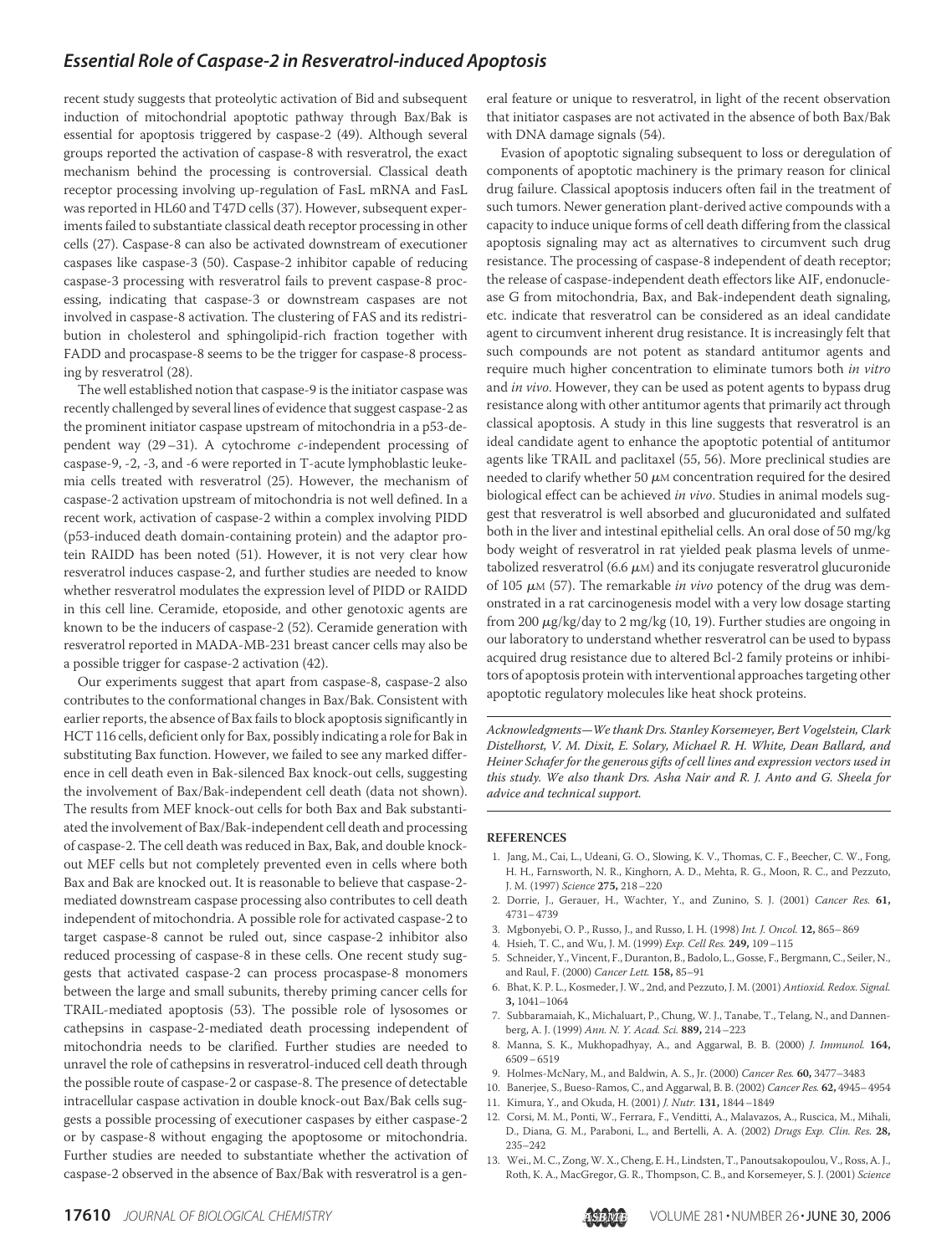recent study suggests that proteolytic activation of Bid and subsequent induction of mitochondrial apoptotic pathway through Bax/Bak is essential for apoptosis triggered by caspase-2 (49). Although several groups reported the activation of caspase-8 with resveratrol, the exact mechanism behind the processing is controversial. Classical death receptor processing involving up-regulation of FasL mRNA and FasL was reported in HL60 and T47D cells (37). However, subsequent experiments failed to substantiate classical death receptor processing in other cells (27). Caspase-8 can also be activated downstream of executioner caspases like caspase-3 (50). Caspase-2 inhibitor capable of reducing caspase-3 processing with resveratrol fails to prevent caspase-8 processing, indicating that caspase-3 or downstream caspases are not involved in caspase-8 activation. The clustering of FAS and its redistribution in cholesterol and sphingolipid-rich fraction together with FADD and procaspase-8 seems to be the trigger for caspase-8 processing by resveratrol (28).

The well established notion that caspase-9 is the initiator caspase was recently challenged by several lines of evidence that suggest caspase-2 as the prominent initiator caspase upstream of mitochondria in a p53-dependent way (29–31). A cytochrome *c*-independent processing of caspase-9, -2, -3, and -6 were reported in T-acute lymphoblastic leukemia cells treated with resveratrol (25). However, the mechanism of caspase-2 activation upstream of mitochondria is not well defined. In a recent work, activation of caspase-2 within a complex involving PIDD (p53-induced death domain-containing protein) and the adaptor protein RAIDD has been noted (51). However, it is not very clear how resveratrol induces caspase-2, and further studies are needed to know whether resveratrol modulates the expression level of PIDD or RAIDD in this cell line. Ceramide, etoposide, and other genotoxic agents are known to be the inducers of caspase-2 (52). Ceramide generation with resveratrol reported in MADA-MB-231 breast cancer cells may also be a possible trigger for caspase-2 activation (42).

Our experiments suggest that apart from caspase-8, caspase-2 also contributes to the conformational changes in Bax/Bak. Consistent with earlier reports, the absence of Bax fails to block apoptosis significantly in HCT 116 cells, deficient only for Bax, possibly indicating a role for Bak in substituting Bax function. However, we failed to see any marked difference in cell death even in Bak-silenced Bax knock-out cells, suggesting the involvement of Bax/Bak-independent cell death (data not shown). The results from MEF knock-out cells for both Bax and Bak substantiated the involvement of Bax/Bak-independent cell death and processing of caspase-2. The cell death was reduced in Bax, Bak, and double knock-out MEF cells but not completely prevented even in cells where both Bax and Bak are knocked out. It is reasonable to believe that caspase-2-mediated downstream caspase processing also contributes to cell death independent of mitochondria. A possible role for activated caspase-2 to target caspase-8 cannot be ruled out, since caspase-2 inhibitor also reduced processing of caspase-8 in these cells. One recent study suggests that activated caspase-2 can process procaspase-8 monomers between the large and small subunits, thereby priming cancer cells for TRAIL-mediated apoptosis (53). The possible role of lysosomes or cathepsins in caspase-2-mediated death processing independent of mitochondria needs to be clarified. Further studies are needed to unravel the role of cathepsins in resveratrol-induced cell death through the possible route of caspase-2 or caspase-8. The presence of detectable intracellular caspase activation in double knock-out Bax/Bak cells suggests a possible processing of executioner caspases by either caspase-2 or by caspase-8 without engaging the apoptosome or mitochondria. Further studies are needed to substantiate whether the activation of caspase-2 observed in the absence of Bax/Bak with resveratrol is a general feature or unique to resveratrol, in light of the recent observation that initiator caspases are not activated in the absence of both Bax/Bak with DNA damage signals (54).

Evasion of apoptotic signaling subsequent to loss or deregulation of components of apoptotic machinery is the primary reason for clinical drug failure. Classical apoptosis inducers often fail in the treatment of such tumors. Newer generation plant-derived active compounds with a capacity to induce unique forms of cell death differing from the classical apoptosis signaling may act as alternatives to circumvent such drug resistance. The processing of caspase-8 independent of death receptor; the release of caspase-independent death effectors like AIF, endonuclease G from mitochondria, Bax, and Bak-independent death signaling, etc. indicate that resveratrol can be considered as an ideal candidate agent to circumvent inherent drug resistance. It is increasingly felt that such compounds are not potent as standard antitumor agents and require much higher concentration to eliminate tumors both *in vitro* and *in vivo*. However, they can be used as potent agents to bypass drug resistance along with other antitumor agents that primarily act through classical apoptosis. A study in this line suggests that resveratrol is an ideal candidate agent to enhance the apoptotic potential of antitumor agents like TRAIL and paclitaxel (55, 56). More preclinical studies are needed to clarify whether 50 $\mu$M concentration required for the desired biological effect can be achieved *in vivo*. Studies in animal models suggest that resveratrol is well absorbed and glucuronidated and sulfated both in the liver and intestinal epithelial cells. An oral dose of 50 mg/kg body weight of resveratrol in rat yielded peak plasma levels of unmetabolized resveratrol (6.6 $\mu$M) and its conjugate resveratrol glucuronide of 105 $\mu$M (57). The remarkable *in vivo* potency of the drug was demonstrated in a rat carcinogenesis model with a very low dosage starting from 200 $\mu$g/kg/day to 2 mg/kg (10, 19). Further studies are ongoing in our laboratory to understand whether resveratrol can be used to bypass acquired drug resistance due to altered Bcl-2 family proteins or inhibitors of apoptosis protein with interventional approaches targeting other apoptotic regulatory molecules like heat shock proteins.

*Acknowledgments—We thank Drs. Stanley Korsemeyer, Bert Vogelstein, Clark Distelhorst, V. M. Dixit, E. Solary, Michael R. H. White, Dean Ballard, and Heiner Schafer for the generous gifts of cell lines and expression vectors used in this study. We also thank Drs. Asha Nair and R. J. Anto and G. Sheela for advice and technical support.*

## REFERENCES

1. Jang, M., Cai, L., Udeani, G. O., Slowing, K. V., Thomas, C. F., Beecher, C. W., Fong, H. H., Farnsworth, N. R., Kinghorn, A. D., Mehta, R. G., Moon, R. C., and Pezzuto, J. M. (1997) *Science* **275,** 218–220
2. Dorrie, J., Gerauer, H., Wachter, Y., and Zunino, S. J. (2001) *Cancer Res.* **61,** 4731–4739
3. Mgbonyebi, O. P., Russo, J., and Russo, I. H. (1998) *Int. J. Oncol.* **12,** 865–869
4. Hsieh, T. C., and Wu, J. M. (1999) *Exp. Cell Res.* **249,** 109–115
5. Schneider, Y., Vincent, F., Duranton, B., Badolo, L., Gosse, F., Bergmann, C., Seiler, N., and Raul, F. (2000) *Cancer Lett.* **158,** 85–91
6. Bhat, K. P. L., Kosmeder, J. W., 2nd, and Pezzuto, J. M. (2001) *Antioxid. Redox. Signal.* **3,** 1041–1064
7. Subbaramaiah, K., Michaluart, P., Chung, W. J., Tanabe, T., Telang, N., and Dannenberg, A. J. (1999) *Ann. N. Y. Acad. Sci.* **889,** 214–223
8. Manna, S. K., Mukhopadhyay, A., and Aggarwal, B. B. (2000) *J. Immunol.* **164,** 6509–6519
9. Holmes-McNary, M., and Baldwin, A. S., Jr. (2000) *Cancer Res.* **60,** 3477–3483
10. Banerjee, S., Bueso-Ramos, C., and Aggarwal, B. B. (2002) *Cancer Res.* **62,** 4945–4954
11. Kimura, Y., and Okuda, H. (2001) *J. Nutr.* **131,** 1844–1849
12. Corsi, M. M., Ponti, W., Ferrara, F., Venditti, A., Malavazos, A., Ruscica, M., Mihali, D., Diana, G. M., Paraboni, L., and Bertelli, A. A. (2002) *Drugs Exp. Clin. Res.* **28,** 235–242
13. Wei., M. C., Zong, W. X., Cheng, E. H., Lindsten, T., Panoutsakopoulou, V., Ross, A. J., Roth, K. A., MacGregor, G. R., Thompson, C. B., and Korsemeyer, S. J. (2001) *Science*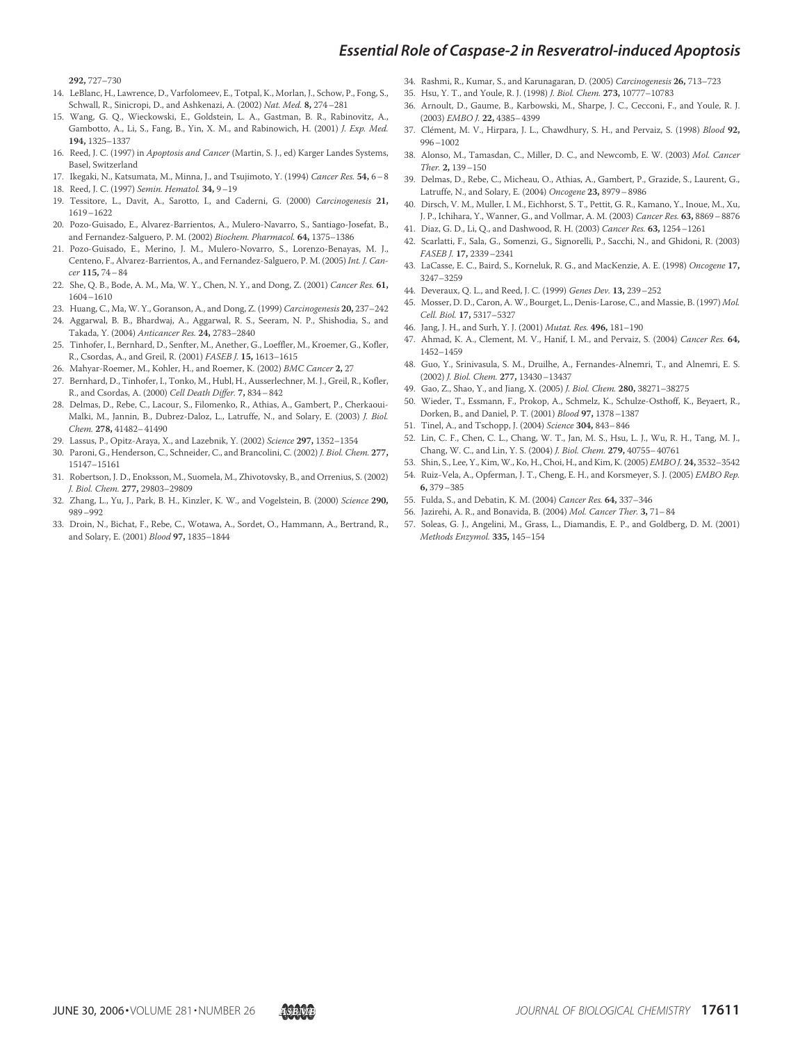**292,** 727–730

14. LeBlanc, H., Lawrence, D., Varfolomeev, E., Totpal, K., Morlan, J., Schow, P., Fong, S., Schwall, R., Sinicropi, D., and Ashkenazi, A. (2002) *Nat. Med.* **8,** 274–281
15. Wang, G. Q., Wieckowski, E., Goldstein, L. A., Gastman, B. R., Rabinovitz, A., Gambotto, A., Li, S., Fang, B., Yin, X. M., and Rabinowich, H. (2001) *J. Exp. Med.* **194,** 1325–1337
16. Reed, J. C. (1997) in *Apoptosis and Cancer* (Martin, S. J., ed) Karger Landes Systems, Basel, Switzerland
17. Ikegaki, N., Katsumata, M., Minna, J., and Tsujimoto, Y. (1994) *Cancer Res.* **54,** 6–8
18. Reed, J. C. (1997) *Semin. Hematol.* **34,** 9–19
19. Tessitore, L., Davit, A., Sarotto, I., and Caderni, G. (2000) *Carcinogenesis* **21,** 1619–1622
20. Pozo-Guisado, E., Alvarez-Barrientos, A., Mulero-Navarro, S., Santiago-Josefat, B., and Fernandez-Salguero, P. M. (2002) *Biochem. Pharmacol.* **64,** 1375–1386
21. Pozo-Guisado, E., Merino, J. M., Mulero-Novarro, S., Lorenzo-Benayas, M. J., Centeno, F., Alvarez-Barrientos, A., and Fernandez-Salguero, P. M. (2005) *Int. J. Cancer* **115,** 74–84
22. She, Q. B., Bode, A. M., Ma, W. Y., Chen, N. Y., and Dong, Z. (2001) *Cancer Res.* **61,** 1604–1610
23. Huang, C., Ma, W. Y., Goranson, A., and Dong, Z. (1999) *Carcinogenesis* **20,** 237–242
24. Aggarwal, B. B., Bhardwaj, A., Aggarwal, R. S., Seeram, N. P., Shishodia, S., and Takada, Y. (2004) *Anticancer Res.* **24,** 2783–2840
25. Tinhofer, I., Bernhard, D., Senfter, M., Anether, G., Loeffler, M., Kroemer, G., Kofler, R., Csordas, A., and Greil, R. (2001) *FASEB J.* **15,** 1613–1615
26. Mahyar-Roemer, M., Kohler, H., and Roemer, K. (2002) *BMC Cancer* **2,** 27
27. Bernhard, D., Tinhofer, I., Tonko, M., Hubl, H., Ausserlechner, M. J., Greil, R., Kofler, R., and Csordas, A. (2000) *Cell Death Differ.* **7,** 834–842
28. Delmas, D., Rebe, C., Lacour, S., Filomenko, R., Athias, A., Gambert, P., Cherkaoui-Malki, M., Jannin, B., Dubrez-Daloz, L., Latruffe, N., and Solary, E. (2003) *J. Biol. Chem.* **278,** 41482–41490
29. Lassus, P., Opitz-Araya, X., and Lazebnik, Y. (2002) *Science* **297,** 1352–1354
30. Paroni, G., Henderson, C., Schneider, C., and Brancolini, C. (2002) *J. Biol. Chem.* **277,** 15147–15161
31. Robertson, J. D., Enoksson, M., Suomela, M., Zhivotovsky, B., and Orrenius, S. (2002) *J. Biol. Chem.* **277,** 29803–29809
32. Zhang, L., Yu, J., Park, B. H., Kinzler, K. W., and Vogelstein, B. (2000) *Science* **290,** 989–992
33. Droin, N., Bichat, F., Rebe, C., Wotawa, A., Sordet, O., Hammann, A., Bertrand, R., and Solary, E. (2001) *Blood* **97,** 1835–1844
34. Rashmi, R., Kumar, S., and Karunagaran, D. (2005) *Carcinogenesis* **26,** 713–723
35. Hsu, Y. T., and Youle, R. J. (1998) *J. Biol. Chem.* **273,** 10777–10783
36. Arnoult, D., Gaume, B., Karbowski, M., Sharpe, J. C., Cecconi, F., and Youle, R. J. (2003) *EMBO J.* **22,** 4385–4399
37. Clément, M. V., Hirpara, J. L., Chawdhury, S. H., and Pervaiz, S. (1998) *Blood* **92,** 996–1002
38. Alonso, M., Tamasdan, C., Miller, D. C., and Newcomb, E. W. (2003) *Mol. Cancer Ther.* **2,** 139–150
39. Delmas, D., Rebe, C., Micheau, O., Athias, A., Gambert, P., Grazide, S., Laurent, G., Latruffe, N., and Solary, E. (2004) *Oncogene* **23,** 8979–8986
40. Dirsch, V. M., Muller, I. M., Eichhorst, S. T., Pettit, G. R., Kamano, Y., Inoue, M., Xu, J. P., Ichihara, Y., Wanner, G., and Vollmar, A. M. (2003) *Cancer Res.* **63,** 8869–8876
41. Diaz, G. D., Li, Q., and Dashwood, R. H. (2003) *Cancer Res.* **63,** 1254–1261
42. Scarlatti, F., Sala, G., Somenzi, G., Signorelli, P., Sacchi, N., and Ghidoni, R. (2003) *FASEB J.* **17,** 2339–2341
43. LaCasse, E. C., Baird, S., Korneluk, R. G., and MacKenzie, A. E. (1998) *Oncogene* **17,** 3247–3259
44. Deveraux, Q. L., and Reed, J. C. (1999) *Genes Dev.* **13,** 239–252
45. Mosser, D. D., Caron, A. W., Bourget, L., Denis-Larose, C., and Massie, B. (1997) *Mol. Cell. Biol.* **17,** 5317–5327
46. Jang, J. H., and Surh, Y. J. (2001) *Mutat. Res.* **496,** 181–190
47. Ahmad, K. A., Clement, M. V., Hanif, I. M., and Pervaiz, S. (2004) *Cancer Res.* **64,** 1452–1459
48. Guo, Y., Srinivasula, S. M., Druilhe, A., Fernandes-Alnemri, T., and Alnemri, E. S. (2002) *J. Biol. Chem.* **277,** 13430–13437
49. Gao, Z., Shao, Y., and Jiang, X. (2005) *J. Biol. Chem.* **280,** 38271–38275
50. Wieder, T., Essmann, F., Prokop, A., Schmelz, K., Schulze-Osthoff, K., Beyaert, R., Dorken, B., and Daniel, P. T. (2001) *Blood* **97,** 1378–1387
51. Tinel, A., and Tschopp, J. (2004) *Science* **304,** 843–846
52. Lin, C. F., Chen, C. L., Chang, W. T., Jan, M. S., Hsu, L. J., Wu, R. H., Tang, M. J., Chang, W. C., and Lin, Y. S. (2004) *J. Biol. Chem.* **279,** 40755–40761
53. Shin, S., Lee, Y., Kim, W., Ko, H., Choi, H., and Kim, K. (2005) *EMBO J.* **24,** 3532–3542
54. Ruiz-Vela, A., Opferman, J. T., Cheng, E. H., and Korsmeyer, S. J. (2005) *EMBO Rep.* **6,** 379–385
55. Fulda, S., and Debatin, K. M. (2004) *Cancer Res.* **64,** 337–346
56. Jazirehi, A. R., and Bonavida, B. (2004) *Mol. Cancer Ther.* **3,** 71–84
57. Soleas, G. J., Angelini, M., Grass, L., Diamandis, E. P., and Goldberg, D. M. (2001) *Methods Enzymol.* **335,** 145–154